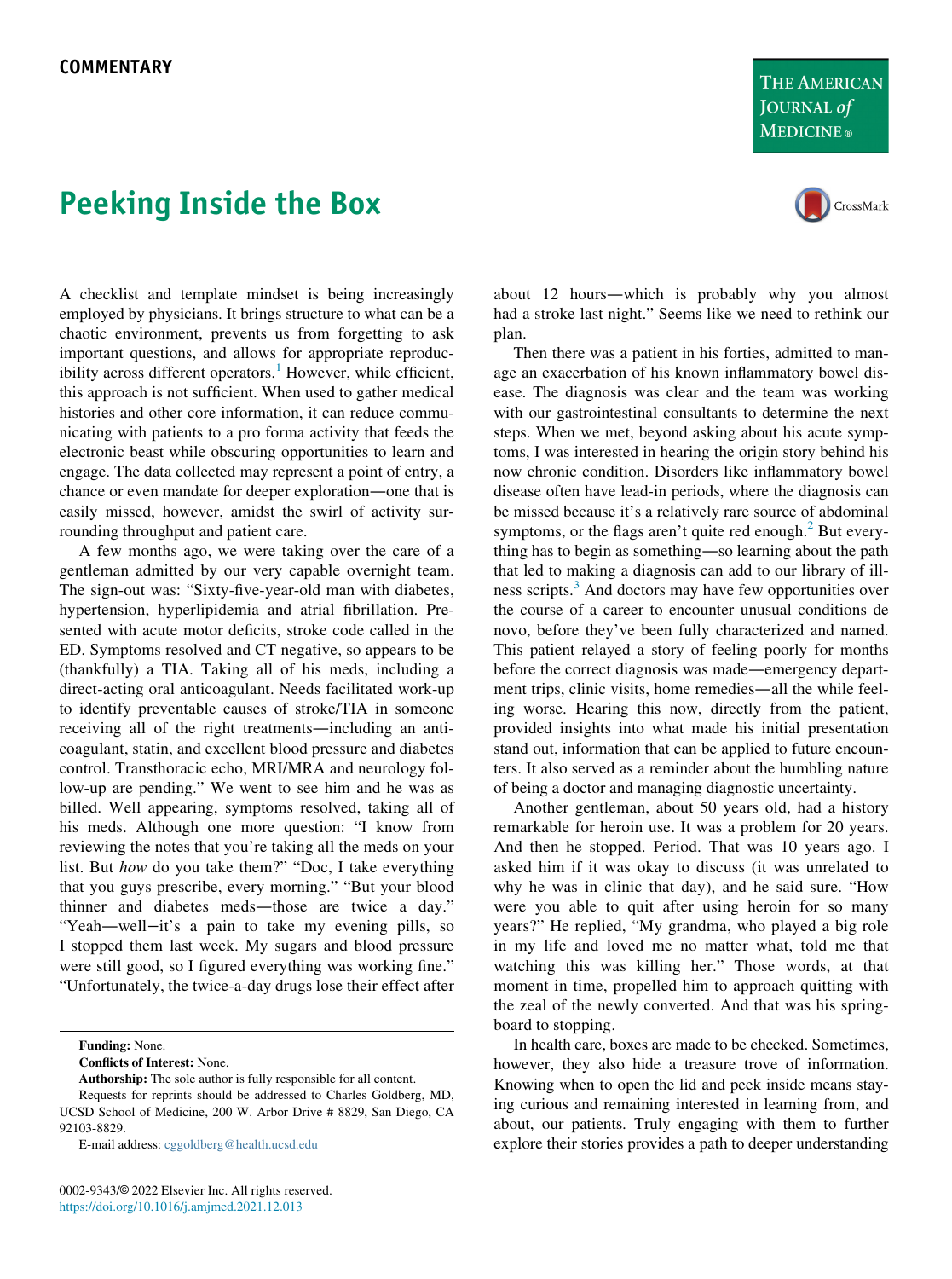COMMENTARY

# Peeking Inside the Box

A checklist and template mindset is being increasingly employed by physicians. It brings structure to what can be a chaotic environment, prevents us from forgetting to ask important questions, and allows for appropriate reproducibility across different operators.[1] However, while efficient, this approach is not sufficient. When used to gather medical histories and other core information, it can reduce communicating with patients to a pro forma activity that feeds the electronic beast while obscuring opportunities to learn and engage. The data collected may represent a point of entry, a chance or even mandate for deeper exploration—one that is easily missed, however, amidst the swirl of activity surrounding throughput and patient care.

A few months ago, we were taking over the care of a gentleman admitted by our very capable overnight team. The sign-out was: "Sixty-five-year-old man with diabetes, hypertension, hyperlipidemia and atrial fibrillation. Presented with acute motor deficits, stroke code called in the ED. Symptoms resolved and CT negative, so appears to be (thankfully) a TIA. Taking all of his meds, including a direct-acting oral anticoagulant. Needs facilitated work-up to identify preventable causes of stroke/TIA in someone receiving all of the right treatments—including an anticoagulant, statin, and excellent blood pressure and diabetes control. Transthoracic echo, MRI/MRA and neurology follow-up are pending." We went to see him and he was as billed. Well appearing, symptoms resolved, taking all of his meds. Although one more question: "I know from reviewing the notes that you're taking all the meds on your list. But *how* do you take them?" "Doc, I take everything that you guys prescribe, every morning." "But your blood thinner and diabetes meds—those are twice a day." "Yeah—well—it's a pain to take my evening pills, so I stopped them last week. My sugars and blood pressure were still good, so I figured everything was working fine." "Unfortunately, the twice-a-day drugs lose their effect after about 12 hours—which is probably why you almost had a stroke last night." Seems like we need to rethink our plan.

Then there was a patient in his forties, admitted to manage an exacerbation of his known inflammatory bowel disease. The diagnosis was clear and the team was working with our gastrointestinal consultants to determine the next steps. When we met, beyond asking about his acute symptoms, I was interested in hearing the origin story behind his now chronic condition. Disorders like inflammatory bowel disease often have lead-in periods, where the diagnosis can be missed because it's a relatively rare source of abdominal symptoms, or the flags aren't quite red enough.[2] But everything has to begin as something—so learning about the path that led to making a diagnosis can add to our library of illness scripts.[3] And doctors may have few opportunities over the course of a career to encounter unusual conditions de novo, before they've been fully characterized and named. This patient relayed a story of feeling poorly for months before the correct diagnosis was made—emergency department trips, clinic visits, home remedies—all the while feeling worse. Hearing this now, directly from the patient, provided insights into what made his initial presentation stand out, information that can be applied to future encounters. It also served as a reminder about the humbling nature of being a doctor and managing diagnostic uncertainty.

Another gentleman, about 50 years old, had a history remarkable for heroin use. It was a problem for 20 years. And then he stopped. Period. That was 10 years ago. I asked him if it was okay to discuss (it was unrelated to why he was in clinic that day), and he said sure. "How were you able to quit after using heroin for so many years?" He replied, "My grandma, who played a big role in my life and loved me no matter what, told me that watching this was killing her." Those words, at that moment in time, propelled him to approach quitting with the zeal of the newly converted. And that was his springboard to stopping.

In health care, boxes are made to be checked. Sometimes, however, they also hide a treasure trove of information. Knowing when to open the lid and peek inside means staying curious and remaining interested in learning from, and about, our patients. Truly engaging with them to further explore their stories provides a path to deeper understanding

**Funding:** None.

**Conflicts of Interest:** None.

**Authorship:** The sole author is fully responsible for all content.

Requests for reprints should be addressed to Charles Goldberg, MD, UCSD School of Medicine, 200 W. Arbor Drive # 8829, San Diego, CA 92103-8829.

E-mail address: cggoldberg@health.ucsd.edu

0002-9343/© 2022 Elsevier Inc. All rights reserved.
https://doi.org/10.1016/j.amjmed.2021.12.013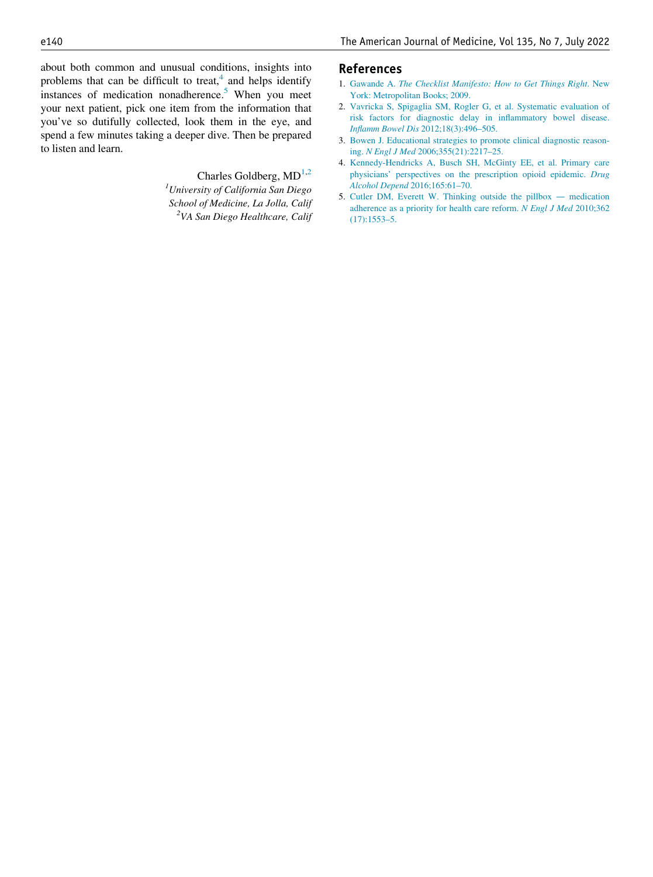about both common and unusual conditions, insights into problems that can be difficult to treat,[4] and helps identify instances of medication nonadherence.[5] When you meet your next patient, pick one item from the information that you've so dutifully collected, look them in the eye, and spend a few minutes taking a deeper dive. Then be prepared to listen and learn.

Charles Goldberg, MD[1,2]
[1]*University of California San Diego School of Medicine, La Jolla, Calif*
[2]*VA San Diego Healthcare, Calif*

## References

1. Gawande A. *The Checklist Manifesto: How to Get Things Right*. New York: Metropolitan Books; 2009.
2. Vavricka S, Spigaglia SM, Rogler G, et al. Systematic evaluation of risk factors for diagnostic delay in inflammatory bowel disease. *Inflamm Bowel Dis* 2012;18(3):496–505.
3. Bowen J. Educational strategies to promote clinical diagnostic reasoning. *N Engl J Med* 2006;355(21):2217–25.
4. Kennedy-Hendricks A, Busch SH, McGinty EE, et al. Primary care physicians' perspectives on the prescription opioid epidemic. *Drug Alcohol Depend* 2016;165:61–70.
5. Cutler DM, Everett W. Thinking outside the pillbox — medication adherence as a priority for health care reform. *N Engl J Med* 2010;362(17):1553–5.